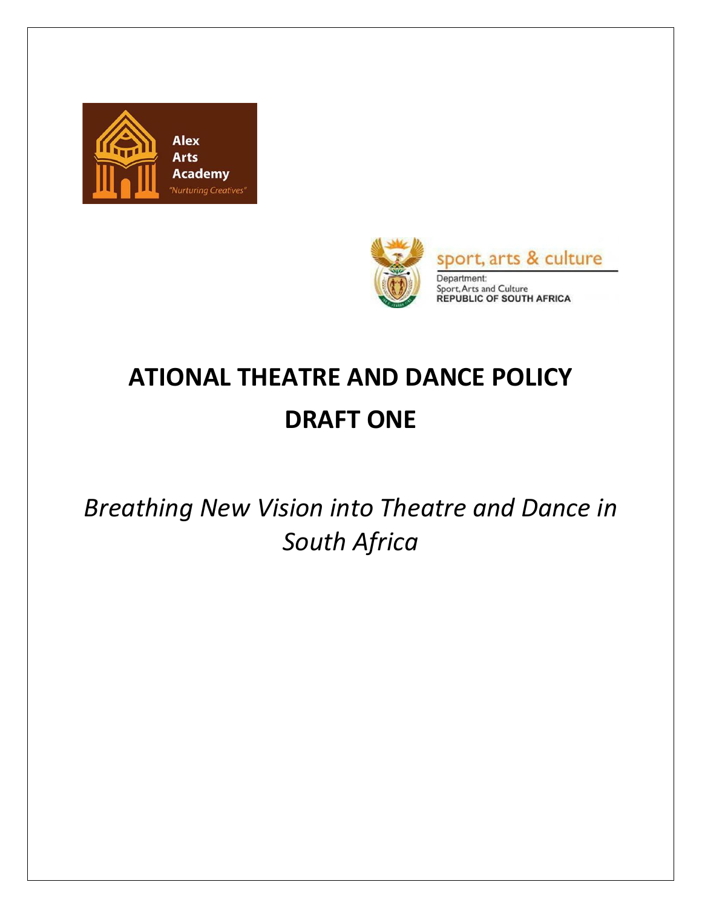Alex
Arts
Academy
"Nurturing Creatives"

sport, arts & culture

Department:
Sport, Arts and Culture
REPUBLIC OF SOUTH AFRICA

# ATIONAL THEATRE AND DANCE POLICY
# DRAFT ONE

*Breathing New Vision into Theatre and Dance in South Africa*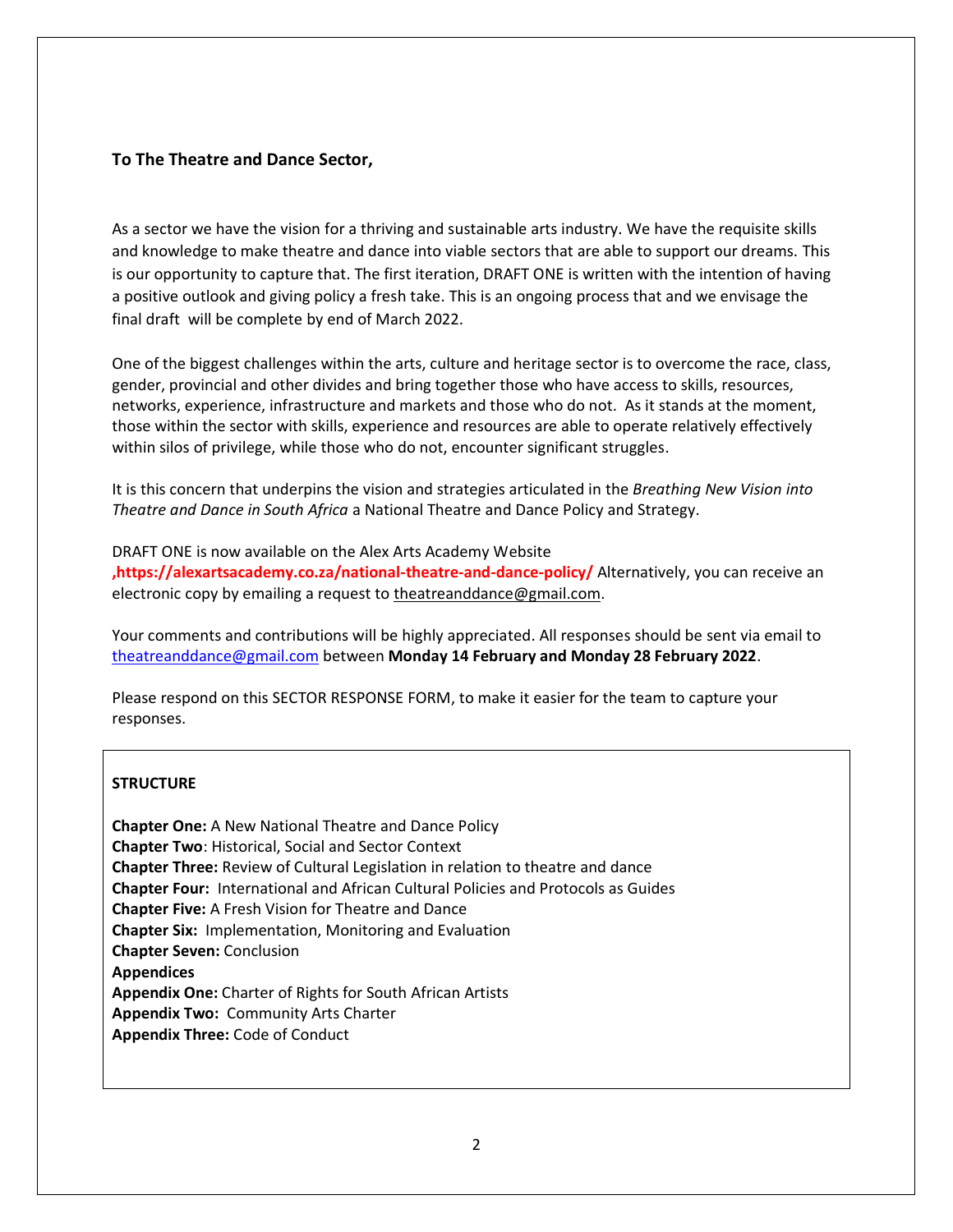**To The Theatre and Dance Sector,**

As a sector we have the vision for a thriving and sustainable arts industry. We have the requisite skills and knowledge to make theatre and dance into viable sectors that are able to support our dreams. This is our opportunity to capture that. The first iteration, DRAFT ONE is written with the intention of having a positive outlook and giving policy a fresh take. This is an ongoing process that and we envisage the final draft will be complete by end of March 2022.

One of the biggest challenges within the arts, culture and heritage sector is to overcome the race, class, gender, provincial and other divides and bring together those who have access to skills, resources, networks, experience, infrastructure and markets and those who do not. As it stands at the moment, those within the sector with skills, experience and resources are able to operate relatively effectively within silos of privilege, while those who do not, encounter significant struggles.

It is this concern that underpins the vision and strategies articulated in the *Breathing New Vision into Theatre and Dance in South Africa* a National Theatre and Dance Policy and Strategy.

DRAFT ONE is now available on the Alex Arts Academy Website **,https://alexartsacademy.co.za/national-theatre-and-dance-policy/** Alternatively, you can receive an electronic copy by emailing a request to theatreanddance@gmail.com.

Your comments and contributions will be highly appreciated. All responses should be sent via email to theatreanddance@gmail.com between **Monday 14 February and Monday 28 February 2022**.

Please respond on this SECTOR RESPONSE FORM, to make it easier for the team to capture your responses.

**STRUCTURE**

**Chapter One:** A New National Theatre and Dance Policy
**Chapter Two**: Historical, Social and Sector Context
**Chapter Three:** Review of Cultural Legislation in relation to theatre and dance
**Chapter Four:** International and African Cultural Policies and Protocols as Guides
**Chapter Five:** A Fresh Vision for Theatre and Dance
**Chapter Six:** Implementation, Monitoring and Evaluation
**Chapter Seven:** Conclusion
**Appendices**
**Appendix One:** Charter of Rights for South African Artists
**Appendix Two:** Community Arts Charter
**Appendix Three:** Code of Conduct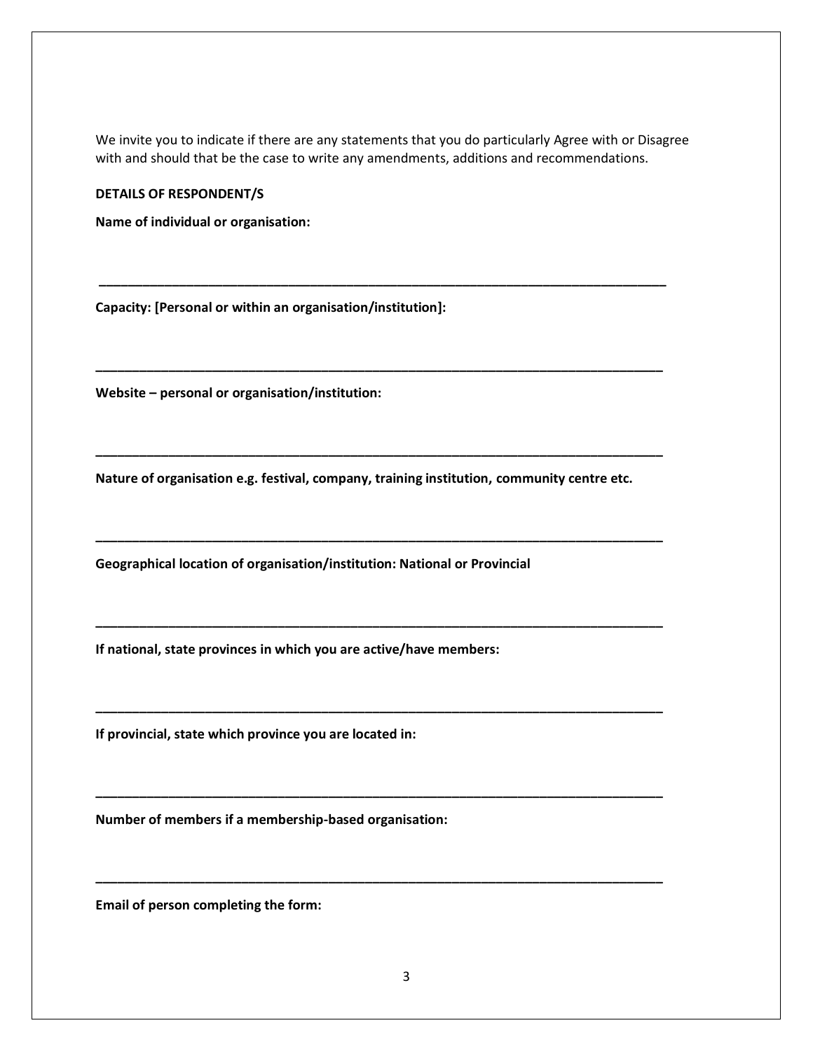We invite you to indicate if there are any statements that you do particularly Agree with or Disagree with and should that be the case to write any amendments, additions and recommendations.

**DETAILS OF RESPONDENT/S**

**Name of individual or organisation:**

\_\_\_\_\_\_\_\_\_\_\_\_\_\_\_\_\_\_\_\_\_\_\_\_\_\_\_\_\_\_\_\_\_\_\_\_\_\_\_\_\_\_\_\_\_\_\_\_\_\_\_\_\_\_\_\_\_\_\_\_\_\_\_\_\_\_\_\_\_\_\_\_\_\_\_\_\_\_

**Capacity: [Personal or within an organisation/institution]:**

\_\_\_\_\_\_\_\_\_\_\_\_\_\_\_\_\_\_\_\_\_\_\_\_\_\_\_\_\_\_\_\_\_\_\_\_\_\_\_\_\_\_\_\_\_\_\_\_\_\_\_\_\_\_\_\_\_\_\_\_\_\_\_\_\_\_\_\_\_\_\_\_\_\_\_\_\_\_

**Website – personal or organisation/institution:**

\_\_\_\_\_\_\_\_\_\_\_\_\_\_\_\_\_\_\_\_\_\_\_\_\_\_\_\_\_\_\_\_\_\_\_\_\_\_\_\_\_\_\_\_\_\_\_\_\_\_\_\_\_\_\_\_\_\_\_\_\_\_\_\_\_\_\_\_\_\_\_\_\_\_\_\_\_\_

**Nature of organisation e.g. festival, company, training institution, community centre etc.**

\_\_\_\_\_\_\_\_\_\_\_\_\_\_\_\_\_\_\_\_\_\_\_\_\_\_\_\_\_\_\_\_\_\_\_\_\_\_\_\_\_\_\_\_\_\_\_\_\_\_\_\_\_\_\_\_\_\_\_\_\_\_\_\_\_\_\_\_\_\_\_\_\_\_\_\_\_\_

**Geographical location of organisation/institution: National or Provincial**

\_\_\_\_\_\_\_\_\_\_\_\_\_\_\_\_\_\_\_\_\_\_\_\_\_\_\_\_\_\_\_\_\_\_\_\_\_\_\_\_\_\_\_\_\_\_\_\_\_\_\_\_\_\_\_\_\_\_\_\_\_\_\_\_\_\_\_\_\_\_\_\_\_\_\_\_\_\_

**If national, state provinces in which you are active/have members:**

\_\_\_\_\_\_\_\_\_\_\_\_\_\_\_\_\_\_\_\_\_\_\_\_\_\_\_\_\_\_\_\_\_\_\_\_\_\_\_\_\_\_\_\_\_\_\_\_\_\_\_\_\_\_\_\_\_\_\_\_\_\_\_\_\_\_\_\_\_\_\_\_\_\_\_\_\_\_

**If provincial, state which province you are located in:**

\_\_\_\_\_\_\_\_\_\_\_\_\_\_\_\_\_\_\_\_\_\_\_\_\_\_\_\_\_\_\_\_\_\_\_\_\_\_\_\_\_\_\_\_\_\_\_\_\_\_\_\_\_\_\_\_\_\_\_\_\_\_\_\_\_\_\_\_\_\_\_\_\_\_\_\_\_\_

**Number of members if a membership-based organisation:**

\_\_\_\_\_\_\_\_\_\_\_\_\_\_\_\_\_\_\_\_\_\_\_\_\_\_\_\_\_\_\_\_\_\_\_\_\_\_\_\_\_\_\_\_\_\_\_\_\_\_\_\_\_\_\_\_\_\_\_\_\_\_\_\_\_\_\_\_\_\_\_\_\_\_\_\_\_\_

**Email of person completing the form:**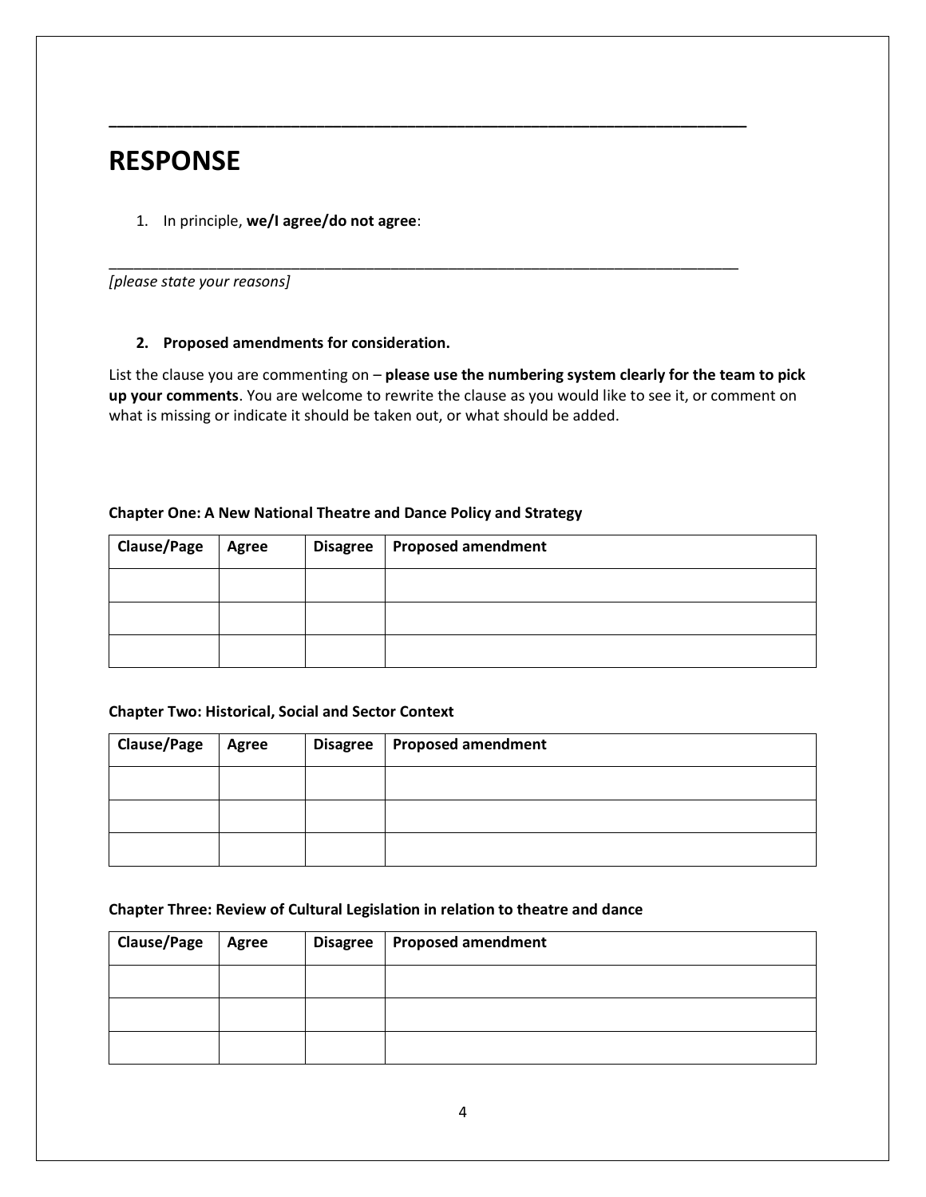---

# RESPONSE

1. In principle, **we/I agree/do not agree**:

_______________________________________________________________________________

*[please state your reasons]*

2. **Proposed amendments for consideration.**

List the clause you are commenting on – **please use the numbering system clearly for the team to pick up your comments**. You are welcome to rewrite the clause as you would like to see it, or comment on what is missing or indicate it should be taken out, or what should be added.

**Chapter One: A New National Theatre and Dance Policy and Strategy**

| Clause/Page | Agree | Disagree | Proposed amendment |
| --- | --- | --- | --- |
| | | | |
| | | | |
| | | | |

**Chapter Two: Historical, Social and Sector Context**

| Clause/Page | Agree | Disagree | Proposed amendment |
| --- | --- | --- | --- |
| | | | |
| | | | |
| | | | |

**Chapter Three: Review of Cultural Legislation in relation to theatre and dance**

| Clause/Page | Agree | Disagree | Proposed amendment |
| --- | --- | --- | --- |
| | | | |
| | | | |
| | | | |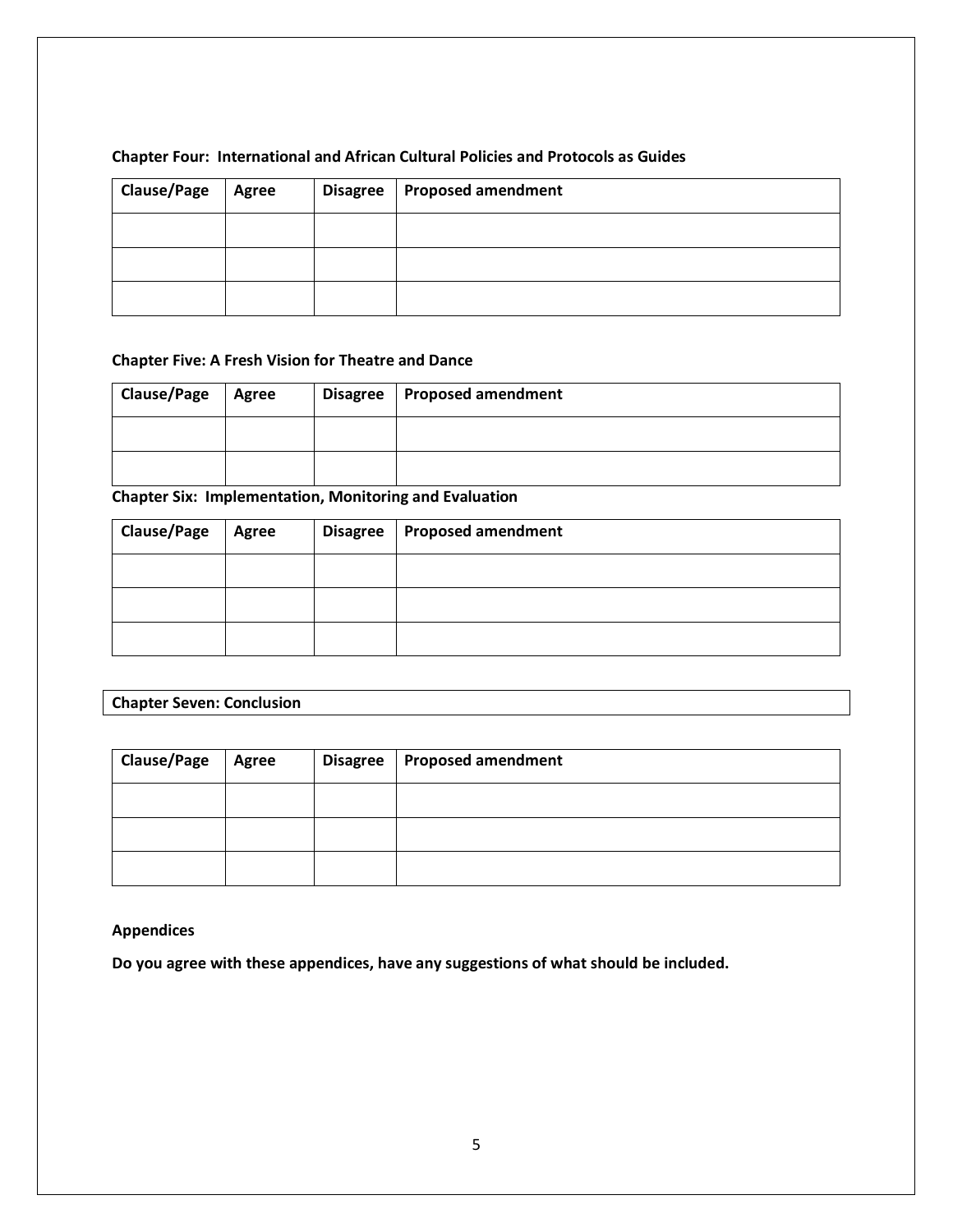**Chapter Four: International and African Cultural Policies and Protocols as Guides**

| Clause/Page | Agree | Disagree | Proposed amendment |
|---|---|---|---|
| | | | |
| | | | |
| | | | |

**Chapter Five: A Fresh Vision for Theatre and Dance**

| Clause/Page | Agree | Disagree | Proposed amendment |
|---|---|---|---|
| | | | |
| | | | |

**Chapter Six: Implementation, Monitoring and Evaluation**

| Clause/Page | Agree | Disagree | Proposed amendment |
|---|---|---|---|
| | | | |
| | | | |
| | | | |

**Chapter Seven: Conclusion**

| Clause/Page | Agree | Disagree | Proposed amendment |
|---|---|---|---|
| | | | |
| | | | |
| | | | |

**Appendices**

**Do you agree with these appendices, have any suggestions of what should be included.**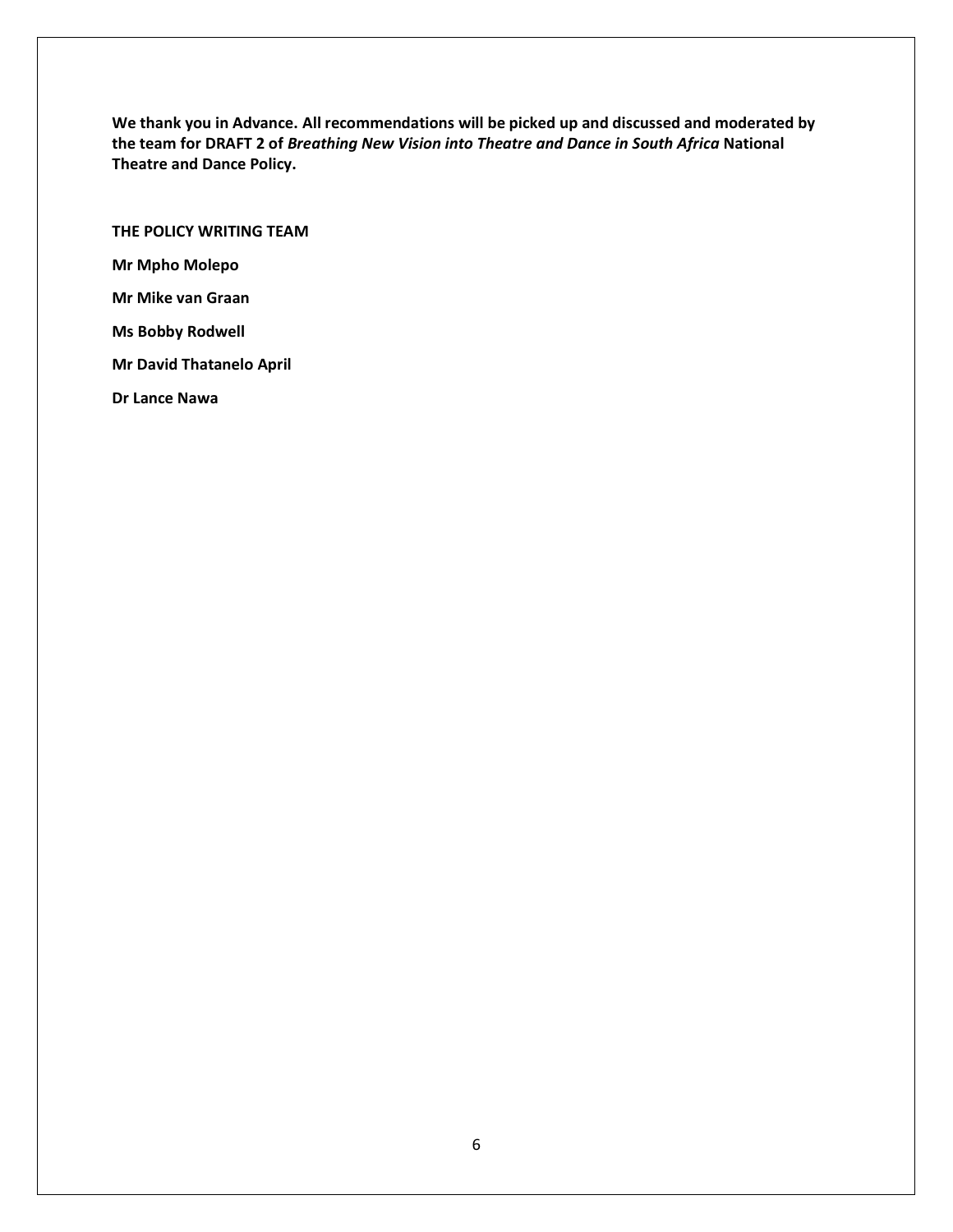**We thank you in Advance. All recommendations will be picked up and discussed and moderated by the team for DRAFT 2 of *Breathing New Vision into Theatre and Dance in South Africa* National Theatre and Dance Policy.**

**THE POLICY WRITING TEAM**

**Mr Mpho Molepo**

**Mr Mike van Graan**

**Ms Bobby Rodwell**

**Mr David Thatanelo April**

**Dr Lance Nawa**